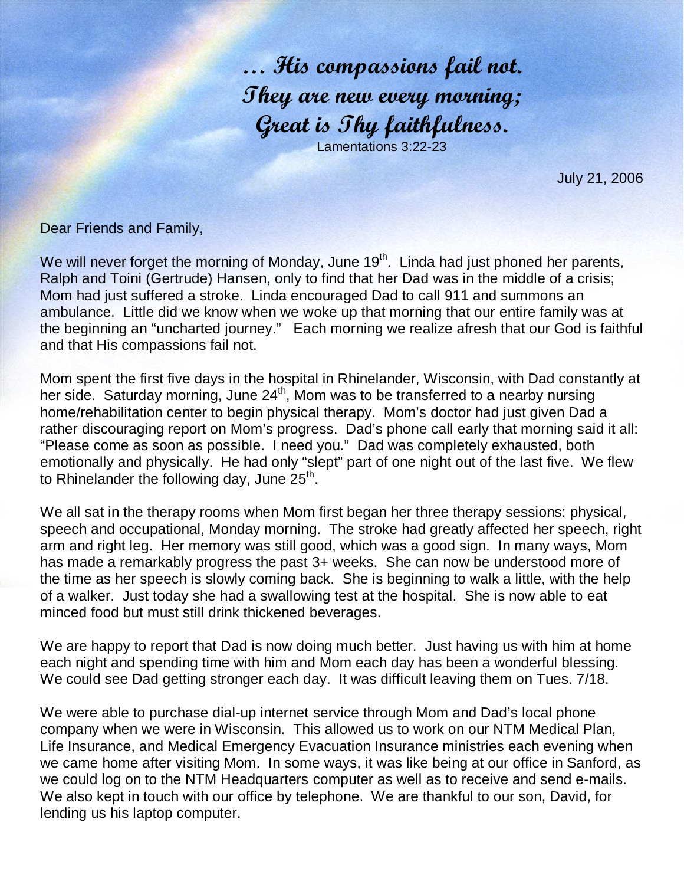***… His compassions fail not.***
***They are new every morning;***
***Great is Thy faithfulness.***
Lamentations 3:22-23

July 21, 2006

Dear Friends and Family,

We will never forget the morning of Monday, June 19th. Linda had just phoned her parents, Ralph and Toini (Gertrude) Hansen, only to find that her Dad was in the middle of a crisis; Mom had just suffered a stroke. Linda encouraged Dad to call 911 and summons an ambulance. Little did we know when we woke up that morning that our entire family was at the beginning an "uncharted journey." Each morning we realize afresh that our God is faithful and that His compassions fail not.

Mom spent the first five days in the hospital in Rhinelander, Wisconsin, with Dad constantly at her side. Saturday morning, June 24th, Mom was to be transferred to a nearby nursing home/rehabilitation center to begin physical therapy. Mom's doctor had just given Dad a rather discouraging report on Mom's progress. Dad's phone call early that morning said it all: "Please come as soon as possible. I need you." Dad was completely exhausted, both emotionally and physically. He had only "slept" part of one night out of the last five. We flew to Rhinelander the following day, June 25th.

We all sat in the therapy rooms when Mom first began her three therapy sessions: physical, speech and occupational, Monday morning. The stroke had greatly affected her speech, right arm and right leg. Her memory was still good, which was a good sign. In many ways, Mom has made a remarkably progress the past 3+ weeks. She can now be understood more of the time as her speech is slowly coming back. She is beginning to walk a little, with the help of a walker. Just today she had a swallowing test at the hospital. She is now able to eat minced food but must still drink thickened beverages.

We are happy to report that Dad is now doing much better. Just having us with him at home each night and spending time with him and Mom each day has been a wonderful blessing. We could see Dad getting stronger each day. It was difficult leaving them on Tues. 7/18.

We were able to purchase dial-up internet service through Mom and Dad's local phone company when we were in Wisconsin. This allowed us to work on our NTM Medical Plan, Life Insurance, and Medical Emergency Evacuation Insurance ministries each evening when we came home after visiting Mom. In some ways, it was like being at our office in Sanford, as we could log on to the NTM Headquarters computer as well as to receive and send e-mails. We also kept in touch with our office by telephone. We are thankful to our son, David, for lending us his laptop computer.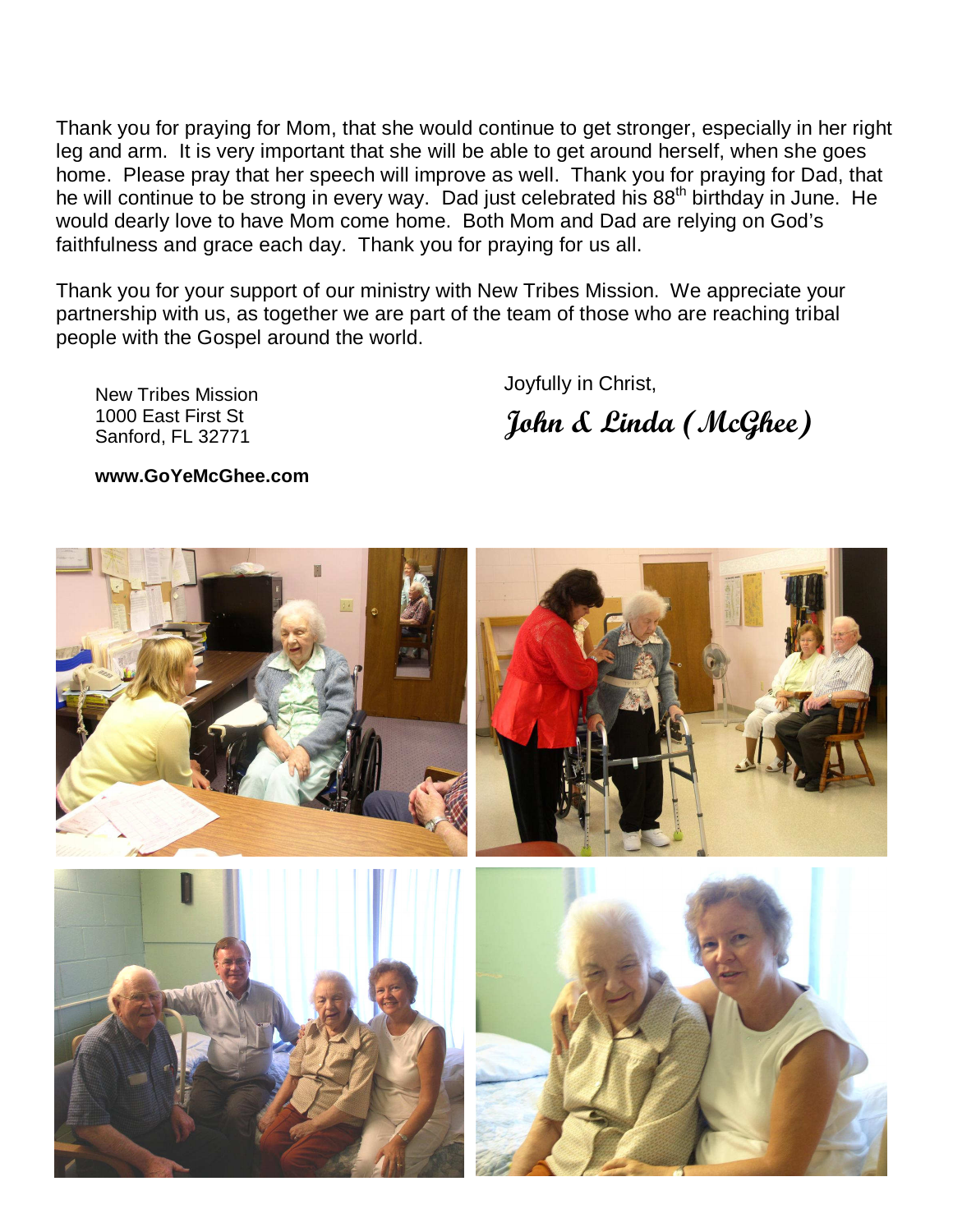Thank you for praying for Mom, that she would continue to get stronger, especially in her right leg and arm. It is very important that she will be able to get around herself, when she goes home. Please pray that her speech will improve as well. Thank you for praying for Dad, that he will continue to be strong in every way. Dad just celebrated his 88th birthday in June. He would dearly love to have Mom come home. Both Mom and Dad are relying on God's faithfulness and grace each day. Thank you for praying for us all.

Thank you for your support of our ministry with New Tribes Mission. We appreciate your partnership with us, as together we are part of the team of those who are reaching tribal people with the Gospel around the world.

Joyfully in Christ,

*John & Linda (McGhee)*

New Tribes Mission
1000 East First St
Sanford, FL 32771

**www.GoYeMcGhee.com**